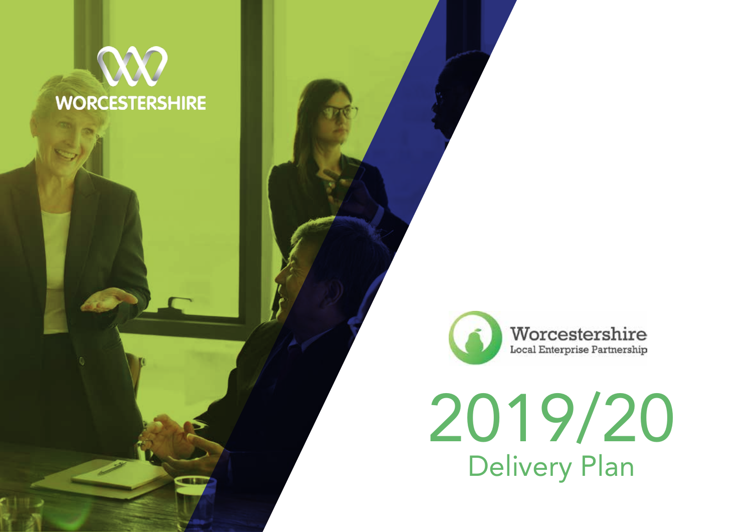WORCESTERSHIRE

Worcestershire
Local Enterprise Partnership

# 2019/20
## Delivery Plan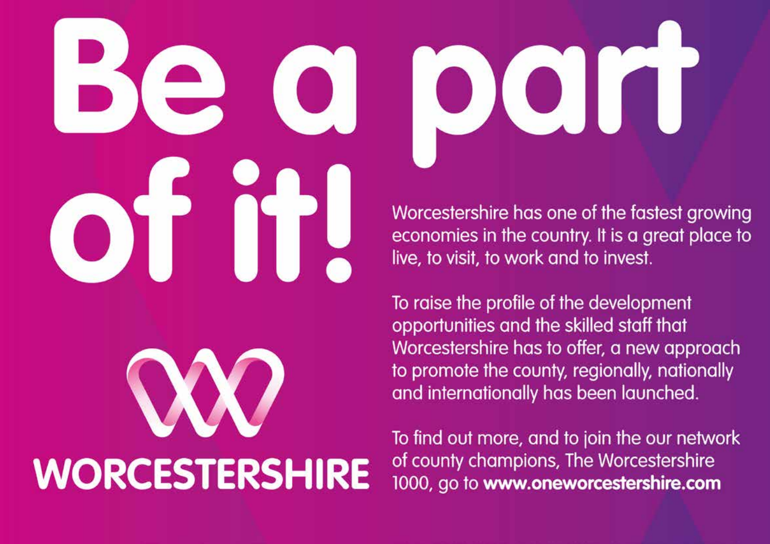# Be a part of it!

WORCESTERSHIRE

Worcestershire has one of the fastest growing economies in the country. It is a great place to live, to visit, to work and to invest.

To raise the profile of the development opportunities and the skilled staff that Worcestershire has to offer, a new approach to promote the county, regionally, nationally and internationally has been launched.

To find out more, and to join the our network of county champions, The Worcestershire 1000, go to **www.oneworcestershire.com**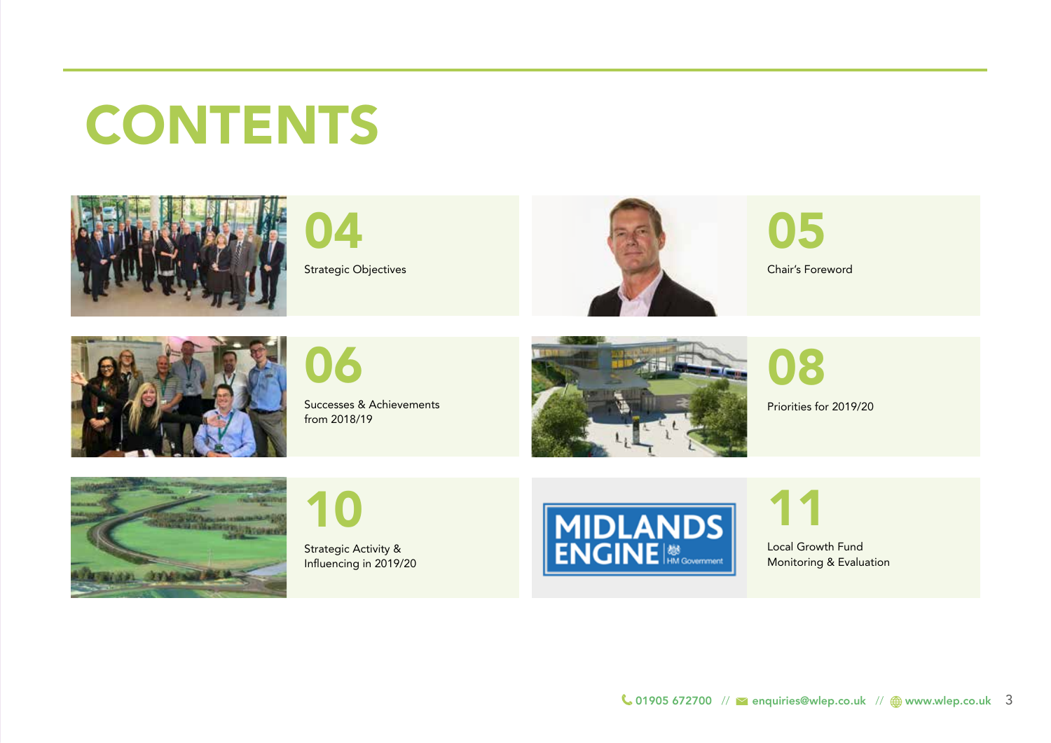# CONTENTS

**04** Strategic Objectives

**05** Chair's Foreword

**06** Successes & Achievements from 2018/19

**08** Priorities for 2019/20

**10** Strategic Activity & Influencing in 2019/20

**11** Local Growth Fund Monitoring & Evaluation

01905 672700 // enquiries@wlep.co.uk // www.wlep.co.uk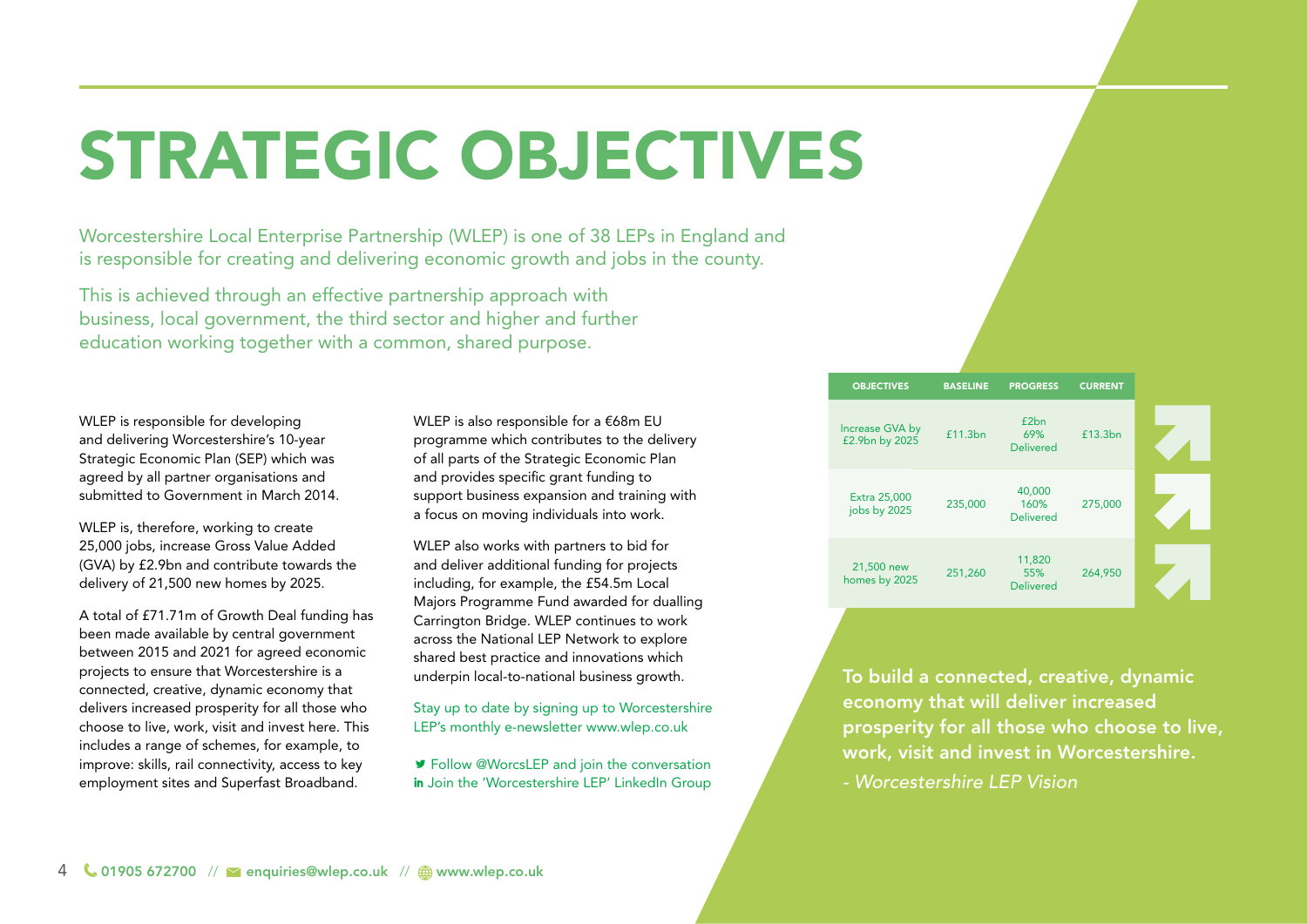# STRATEGIC OBJECTIVES

Worcestershire Local Enterprise Partnership (WLEP) is one of 38 LEPs in England and is responsible for creating and delivering economic growth and jobs in the county.

This is achieved through an effective partnership approach with business, local government, the third sector and higher and further education working together with a common, shared purpose.

WLEP is responsible for developing and delivering Worcestershire's 10-year Strategic Economic Plan (SEP) which was agreed by all partner organisations and submitted to Government in March 2014.

WLEP is, therefore, working to create 25,000 jobs, increase Gross Value Added (GVA) by £2.9bn and contribute towards the delivery of 21,500 new homes by 2025.

A total of £71.71m of Growth Deal funding has been made available by central government between 2015 and 2021 for agreed economic projects to ensure that Worcestershire is a connected, creative, dynamic economy that delivers increased prosperity for all those who choose to live, work, visit and invest here. This includes a range of schemes, for example, to improve: skills, rail connectivity, access to key employment sites and Superfast Broadband.

WLEP is also responsible for a €68m EU programme which contributes to the delivery of all parts of the Strategic Economic Plan and provides specific grant funding to support business expansion and training with a focus on moving individuals into work.

WLEP also works with partners to bid for and deliver additional funding for projects including, for example, the £54.5m Local Majors Programme Fund awarded for dualling Carrington Bridge. WLEP continues to work across the National LEP Network to explore shared best practice and innovations which underpin local-to-national business growth.

Stay up to date by signing up to Worcestershire LEP's monthly e-newsletter www.wlep.co.uk

Follow @WorcsLEP and join the conversation
Join the 'Worcestershire LEP' LinkedIn Group

| OBJECTIVES | BASELINE | PROGRESS | CURRENT |
|---|---|---|---|
| Increase GVA by £2.9bn by 2025 | £11.3bn | £2bn 69% Delivered | £13.3bn |
| Extra 25,000 jobs by 2025 | 235,000 | 40,000 160% Delivered | 275,000 |
| 21,500 new homes by 2025 | 251,260 | 11,820 55% Delivered | 264,950 |

**To build a connected, creative, dynamic economy that will deliver increased prosperity for all those who choose to live, work, visit and invest in Worcestershire.**

*- Worcestershire LEP Vision*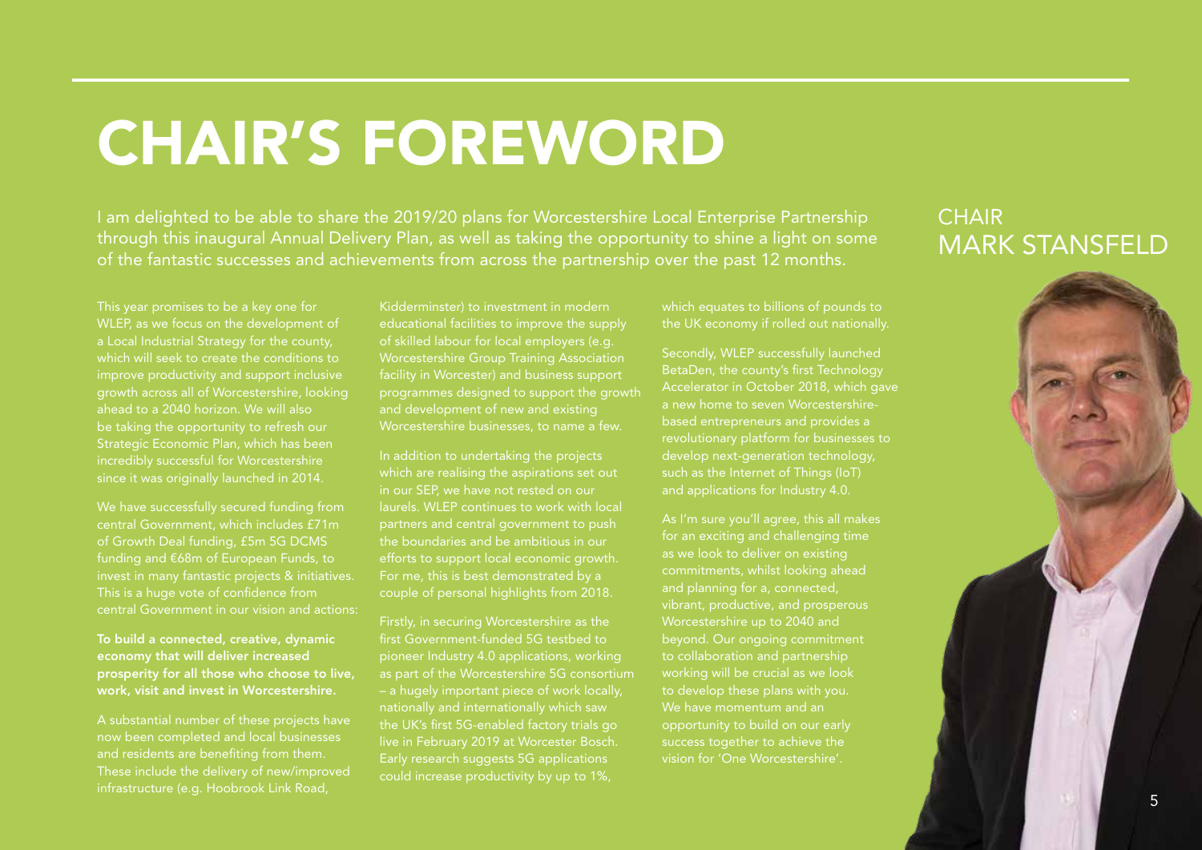# CHAIR'S FOREWORD

I am delighted to be able to share the 2019/20 plans for Worcestershire Local Enterprise Partnership through this inaugural Annual Delivery Plan, as well as taking the opportunity to shine a light on some of the fantastic successes and achievements from across the partnership over the past 12 months.

## CHAIR
## MARK STANSFELD

This year promises to be a key one for WLEP, as we focus on the development of a Local Industrial Strategy for the county, which will seek to create the conditions to improve productivity and support inclusive growth across all of Worcestershire, looking ahead to a 2040 horizon. We will also be taking the opportunity to refresh our Strategic Economic Plan, which has been incredibly successful for Worcestershire since it was originally launched in 2014.

We have successfully secured funding from central Government, which includes £71m of Growth Deal funding, £5m 5G DCMS funding and €68m of European Funds, to invest in many fantastic projects & initiatives. This is a huge vote of confidence from central Government in our vision and actions:

**To build a connected, creative, dynamic economy that will deliver increased prosperity for all those who choose to live, work, visit and invest in Worcestershire.**

A substantial number of these projects have now been completed and local businesses and residents are benefiting from them. These include the delivery of new/improved infrastructure (e.g. Hoobrook Link Road, Kidderminster) to investment in modern educational facilities to improve the supply of skilled labour for local employers (e.g. Worcestershire Group Training Association facility in Worcester) and business support programmes designed to support the growth and development of new and existing Worcestershire businesses, to name a few.

In addition to undertaking the projects which are realising the aspirations set out in our SEP, we have not rested on our laurels. WLEP continues to work with local partners and central government to push the boundaries and be ambitious in our efforts to support local economic growth. For me, this is best demonstrated by a couple of personal highlights from 2018.

Firstly, in securing Worcestershire as the first Government-funded 5G testbed to pioneer Industry 4.0 applications, working as part of the Worcestershire 5G consortium – a hugely important piece of work locally, nationally and internationally which saw the UK's first 5G-enabled factory trials go live in February 2019 at Worcester Bosch. Early research suggests 5G applications could increase productivity by up to 1%, which equates to billions of pounds to the UK economy if rolled out nationally.

Secondly, WLEP successfully launched BetaDen, the county's first Technology Accelerator in October 2018, which gave a new home to seven Worcestershire-based entrepreneurs and provides a revolutionary platform for businesses to develop next-generation technology, such as the Internet of Things (IoT) and applications for Industry 4.0.

As I'm sure you'll agree, this all makes for an exciting and challenging time as we look to deliver on existing commitments, whilst looking ahead and planning for a, connected, vibrant, productive, and prosperous Worcestershire up to 2040 and beyond. Our ongoing commitment to collaboration and partnership working will be crucial as we look to develop these plans with you. We have momentum and an opportunity to build on our early success together to achieve the vision for 'One Worcestershire'.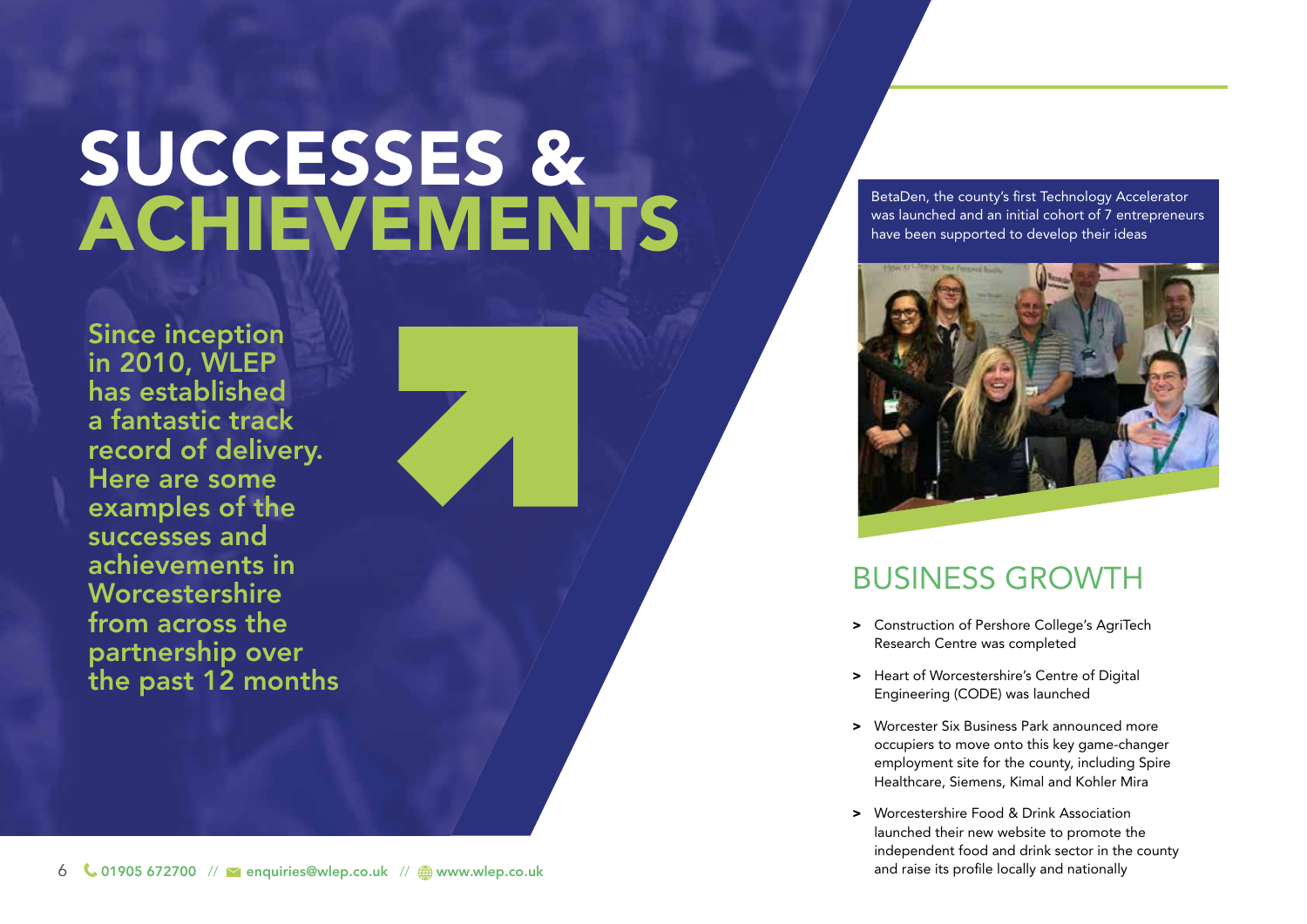# SUCCESSES & ACHIEVEMENTS

**Since inception in 2010, WLEP has established a fantastic track record of delivery. Here are some examples of the successes and achievements in Worcestershire from across the partnership over the past 12 months**

BetaDen, the county's first Technology Accelerator was launched and an initial cohort of 7 entrepreneurs have been supported to develop their ideas

## BUSINESS GROWTH

- Construction of Pershore College's AgriTech Research Centre was completed
- Heart of Worcestershire's Centre of Digital Engineering (CODE) was launched
- Worcester Six Business Park announced more occupiers to move onto this key game-changer employment site for the county, including Spire Healthcare, Siemens, Kimal and Kohler Mira
- Worcestershire Food & Drink Association launched their new website to promote the independent food and drink sector in the county and raise its profile locally and nationally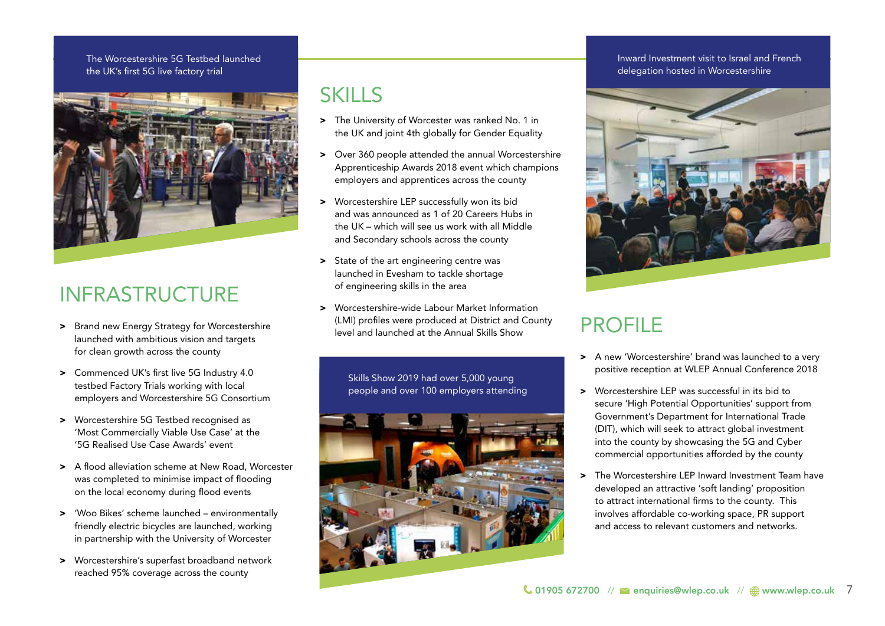The Worcestershire 5G Testbed launched the UK's first 5G live factory trial

## INFRASTRUCTURE

- Brand new Energy Strategy for Worcestershire launched with ambitious vision and targets for clean growth across the county
- Commenced UK's first live 5G Industry 4.0 testbed Factory Trials working with local employers and Worcestershire 5G Consortium
- Worcestershire 5G Testbed recognised as 'Most Commercially Viable Use Case' at the '5G Realised Use Case Awards' event
- A flood alleviation scheme at New Road, Worcester was completed to minimise impact of flooding on the local economy during flood events
- 'Woo Bikes' scheme launched – environmentally friendly electric bicycles are launched, working in partnership with the University of Worcester
- Worcestershire's superfast broadband network reached 95% coverage across the county

## SKILLS

- The University of Worcester was ranked No. 1 in the UK and joint 4th globally for Gender Equality
- Over 360 people attended the annual Worcestershire Apprenticeship Awards 2018 event which champions employers and apprentices across the county
- Worcestershire LEP successfully won its bid and was announced as 1 of 20 Careers Hubs in the UK – which will see us work with all Middle and Secondary schools across the county
- State of the art engineering centre was launched in Evesham to tackle shortage of engineering skills in the area
- Worcestershire-wide Labour Market Information (LMI) profiles were produced at District and County level and launched at the Annual Skills Show

Skills Show 2019 had over 5,000 young people and over 100 employers attending

Inward Investment visit to Israel and French delegation hosted in Worcestershire

## PROFILE

- A new 'Worcestershire' brand was launched to a very positive reception at WLEP Annual Conference 2018
- Worcestershire LEP was successful in its bid to secure 'High Potential Opportunities' support from Government's Department for International Trade (DIT), which will seek to attract global investment into the county by showcasing the 5G and Cyber commercial opportunities afforded by the county
- The Worcestershire LEP Inward Investment Team have developed an attractive 'soft landing' proposition to attract international firms to the county. This involves affordable co-working space, PR support and access to relevant customers and networks.

01905 672700 // enquiries@wlep.co.uk // www.wlep.co.uk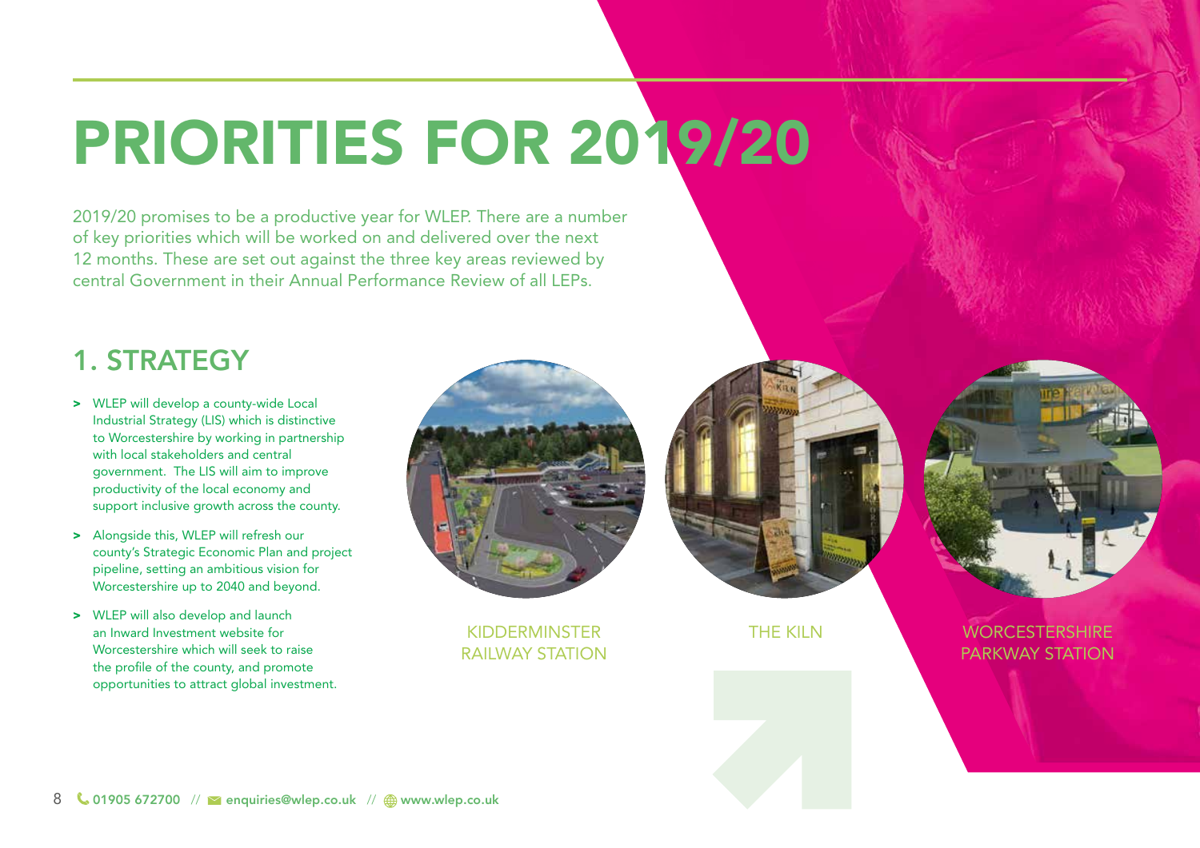# PRIORITIES FOR 2019/20

2019/20 promises to be a productive year for WLEP. There are a number of key priorities which will be worked on and delivered over the next 12 months. These are set out against the three key areas reviewed by central Government in their Annual Performance Review of all LEPs.

## 1. STRATEGY

- WLEP will develop a county-wide Local Industrial Strategy (LIS) which is distinctive to Worcestershire by working in partnership with local stakeholders and central government. The LIS will aim to improve productivity of the local economy and support inclusive growth across the county.
- Alongside this, WLEP will refresh our county's Strategic Economic Plan and project pipeline, setting an ambitious vision for Worcestershire up to 2040 and beyond.
- WLEP will also develop and launch an Inward Investment website for Worcestershire which will seek to raise the profile of the county, and promote opportunities to attract global investment.

KIDDERMINSTER RAILWAY STATION

THE KILN

WORCESTERSHIRE PARKWAY STATION

01905 672700 // enquiries@wlep.co.uk // www.wlep.co.uk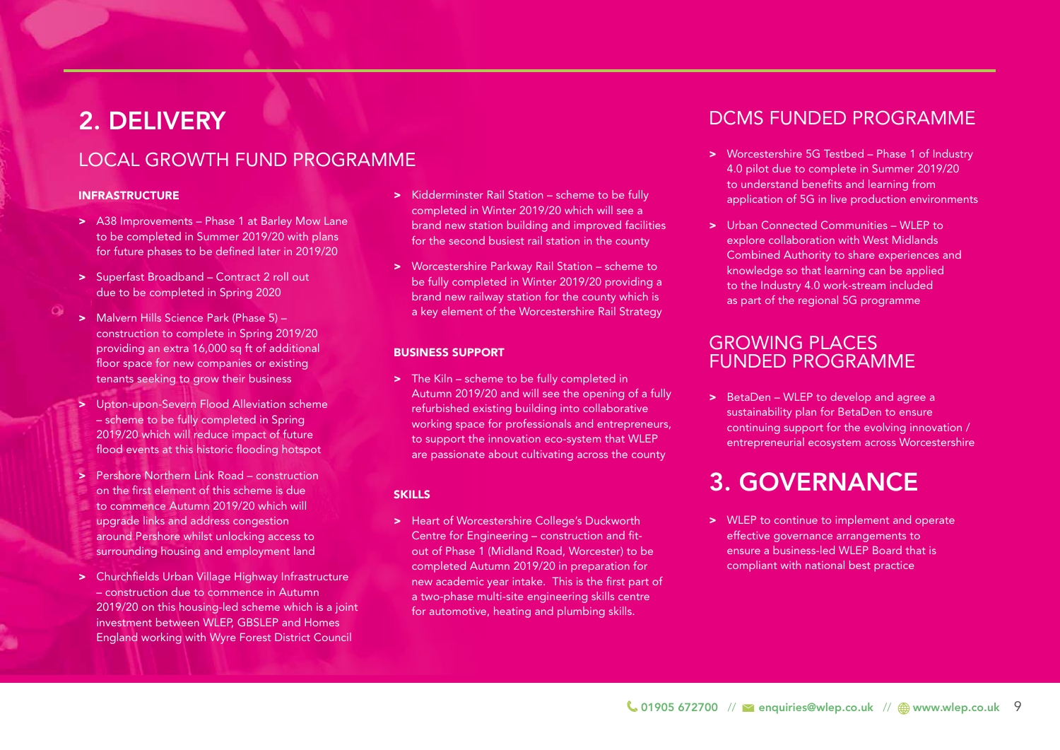## 2. DELIVERY

### LOCAL GROWTH FUND PROGRAMME

#### INFRASTRUCTURE

- A38 Improvements – Phase 1 at Barley Mow Lane to be completed in Summer 2019/20 with plans for future phases to be defined later in 2019/20
- Superfast Broadband – Contract 2 roll out due to be completed in Spring 2020
- Malvern Hills Science Park (Phase 5) – construction to complete in Spring 2019/20 providing an extra 16,000 sq ft of additional floor space for new companies or existing tenants seeking to grow their business
- Upton-upon-Severn Flood Alleviation scheme – scheme to be fully completed in Spring 2019/20 which will reduce impact of future flood events at this historic flooding hotspot
- Pershore Northern Link Road – construction on the first element of this scheme is due to commence Autumn 2019/20 which will upgrade links and address congestion around Pershore whilst unlocking access to surrounding housing and employment land
- Churchfields Urban Village Highway Infrastructure – construction due to commence in Autumn 2019/20 on this housing-led scheme which is a joint investment between WLEP, GBSLEP and Homes England working with Wyre Forest District Council
- Kidderminster Rail Station – scheme to be fully completed in Winter 2019/20 which will see a brand new station building and improved facilities for the second busiest rail station in the county
- Worcestershire Parkway Rail Station – scheme to be fully completed in Winter 2019/20 providing a brand new railway station for the county which is a key element of the Worcestershire Rail Strategy

#### BUSINESS SUPPORT

- The Kiln – scheme to be fully completed in Autumn 2019/20 and will see the opening of a fully refurbished existing building into collaborative working space for professionals and entrepreneurs, to support the innovation eco-system that WLEP are passionate about cultivating across the county

#### SKILLS

- Heart of Worcestershire College's Duckworth Centre for Engineering – construction and fit-out of Phase 1 (Midland Road, Worcester) to be completed Autumn 2019/20 in preparation for new academic year intake. This is the first part of a two-phase multi-site engineering skills centre for automotive, heating and plumbing skills.

### DCMS FUNDED PROGRAMME

- Worcestershire 5G Testbed – Phase 1 of Industry 4.0 pilot due to complete in Summer 2019/20 to understand benefits and learning from application of 5G in live production environments
- Urban Connected Communities – WLEP to explore collaboration with West Midlands Combined Authority to share experiences and knowledge so that learning can be applied to the Industry 4.0 work-stream included as part of the regional 5G programme

### GROWING PLACES FUNDED PROGRAMME

- BetaDen – WLEP to develop and agree a sustainability plan for BetaDen to ensure continuing support for the evolving innovation / entrepreneurial ecosystem across Worcestershire

## 3. GOVERNANCE

- WLEP to continue to implement and operate effective governance arrangements to ensure a business-led WLEP Board that is compliant with national best practice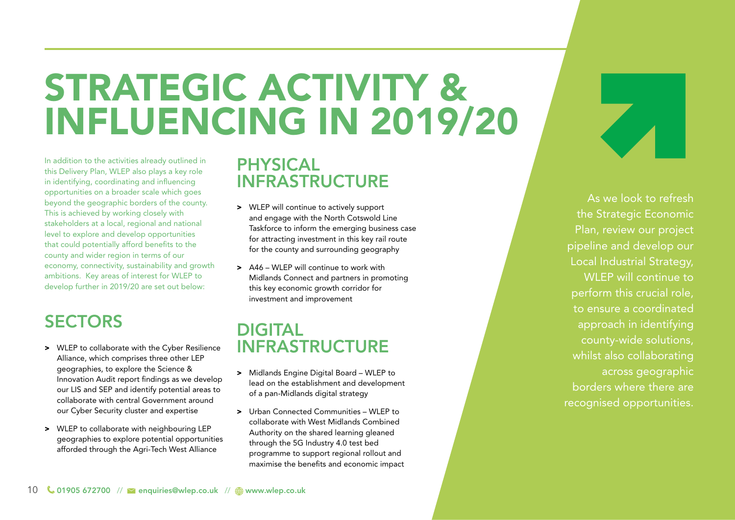# STRATEGIC ACTIVITY & INFLUENCING IN 2019/20

In addition to the activities already outlined in this Delivery Plan, WLEP also plays a key role in identifying, coordinating and influencing opportunities on a broader scale which goes beyond the geographic borders of the county. This is achieved by working closely with stakeholders at a local, regional and national level to explore and develop opportunities that could potentially afford benefits to the county and wider region in terms of our economy, connectivity, sustainability and growth ambitions. Key areas of interest for WLEP to develop further in 2019/20 are set out below:

## SECTORS

- WLEP to collaborate with the Cyber Resilience Alliance, which comprises three other LEP geographies, to explore the Science & Innovation Audit report findings as we develop our LIS and SEP and identify potential areas to collaborate with central Government around our Cyber Security cluster and expertise
- WLEP to collaborate with neighbouring LEP geographies to explore potential opportunities afforded through the Agri-Tech West Alliance

## PHYSICAL INFRASTRUCTURE

- WLEP will continue to actively support and engage with the North Cotswold Line Taskforce to inform the emerging business case for attracting investment in this key rail route for the county and surrounding geography
- A46 – WLEP will continue to work with Midlands Connect and partners in promoting this key economic growth corridor for investment and improvement

## DIGITAL INFRASTRUCTURE

- Midlands Engine Digital Board – WLEP to lead on the establishment and development of a pan-Midlands digital strategy
- Urban Connected Communities – WLEP to collaborate with West Midlands Combined Authority on the shared learning gleaned through the 5G Industry 4.0 test bed programme to support regional rollout and maximise the benefits and economic impact

As we look to refresh the Strategic Economic Plan, review our project pipeline and develop our Local Industrial Strategy, WLEP will continue to perform this crucial role, to ensure a coordinated approach in identifying county-wide solutions, whilst also collaborating across geographic borders where there are recognised opportunities.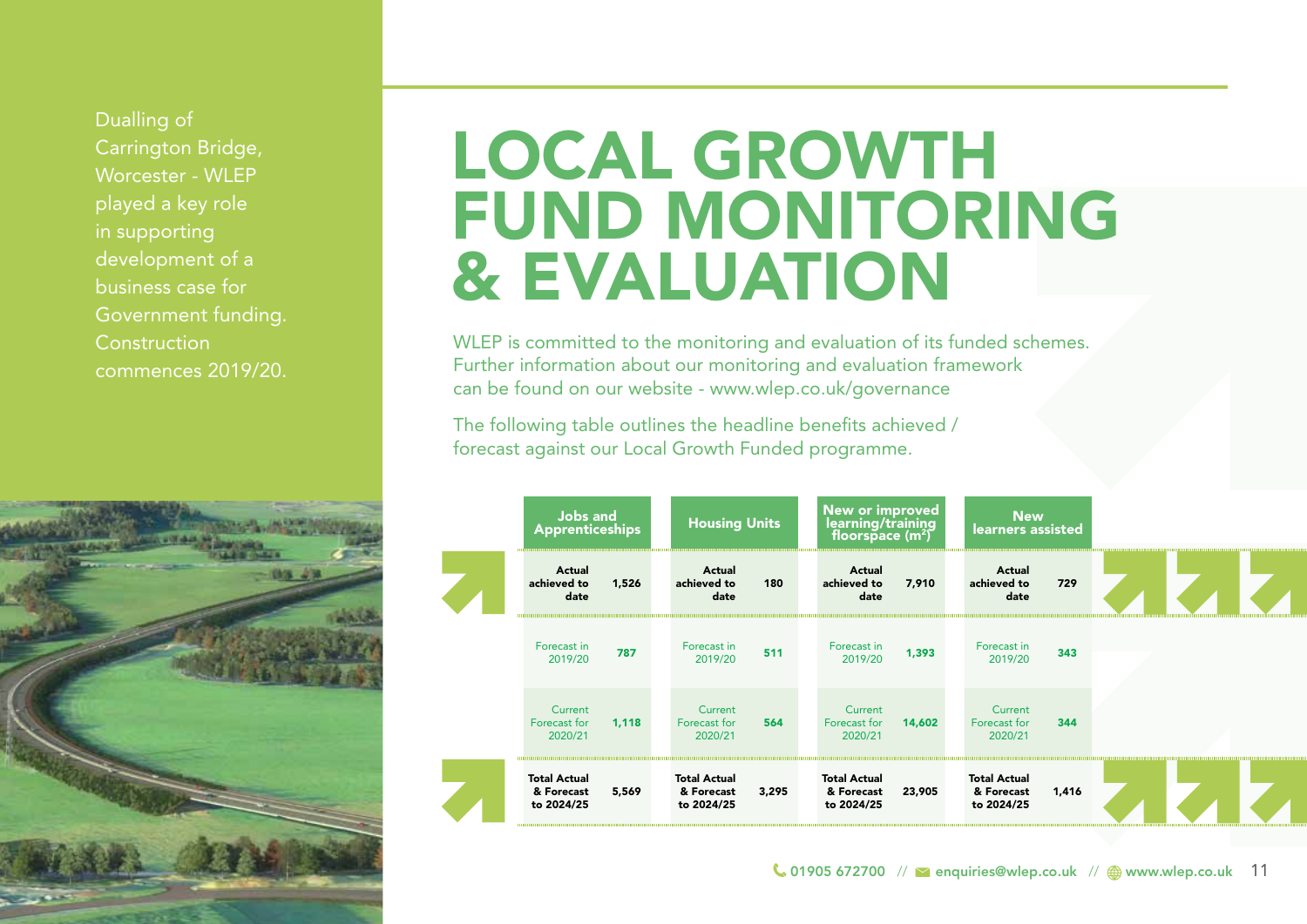Dualling of Carrington Bridge, Worcester - WLEP played a key role in supporting development of a business case for Government funding. Construction commences 2019/20.

# LOCAL GROWTH FUND MONITORING & EVALUATION

WLEP is committed to the monitoring and evaluation of its funded schemes. Further information about our monitoring and evaluation framework can be found on our website - www.wlep.co.uk/governance

The following table outlines the headline benefits achieved / forecast against our Local Growth Funded programme.

| Jobs and Apprenticeships | | Housing Units | | New or improved learning/training floorspace ($m^2$) | | New learners assisted | |
|---|---|---|---|---|---|---|---|
| **Actual achieved to date** | **1,526** | **Actual achieved to date** | **180** | **Actual achieved to date** | **7,910** | **Actual achieved to date** | **729** |
| Forecast in 2019/20 | **787** | Forecast in 2019/20 | **511** | Forecast in 2019/20 | **1,393** | Forecast in 2019/20 | **343** |
| Current Forecast for 2020/21 | **1,118** | Current Forecast for 2020/21 | **564** | Current Forecast for 2020/21 | **14,602** | Current Forecast for 2020/21 | **344** |
| **Total Actual & Forecast to 2024/25** | **5,569** | **Total Actual & Forecast to 2024/25** | **3,295** | **Total Actual & Forecast to 2024/25** | **23,905** | **Total Actual & Forecast to 2024/25** | **1,416** |

01905 672700 // enquiries@wlep.co.uk // www.wlep.co.uk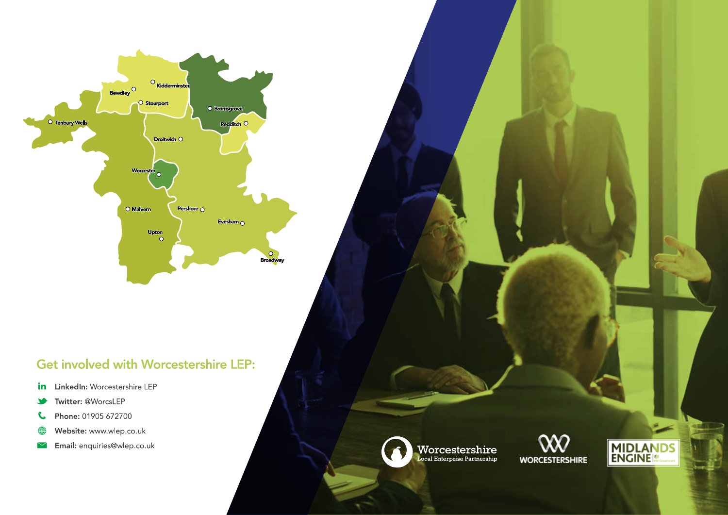## Get involved with Worcestershire LEP:

- **LinkedIn:** Worcestershire LEP
- **Twitter:** @WorcsLEP
- **Phone:** 01905 672700
- **Website:** www.wlep.co.uk
- **Email:** enquiries@wlep.co.uk